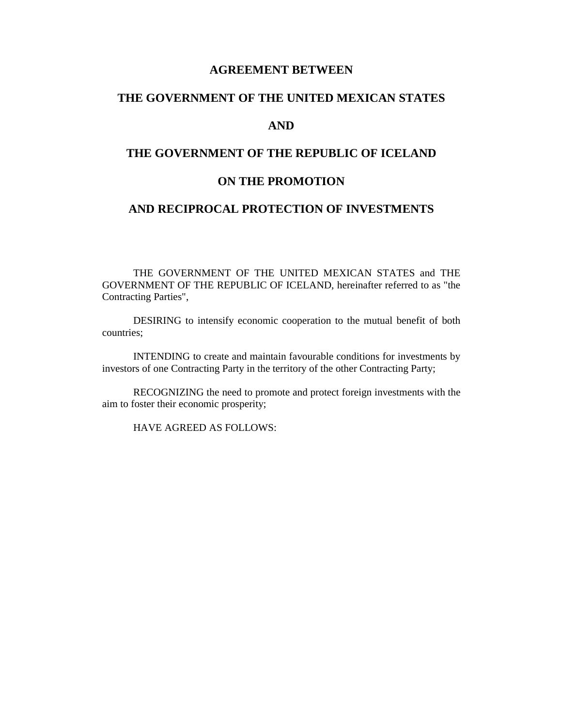# AGREEMENT BETWEEN

# THE GOVERNMENT OF THE UNITED MEXICAN STATES

# AND

# THE GOVERNMENT OF THE REPUBLIC OF ICELAND

# ON THE PROMOTION

# AND RECIPROCAL PROTECTION OF INVESTMENTS

THE GOVERNMENT OF THE UNITED MEXICAN STATES and THE GOVERNMENT OF THE REPUBLIC OF ICELAND, hereinafter referred to as "the Contracting Parties",

DESIRING to intensify economic cooperation to the mutual benefit of both countries;

INTENDING to create and maintain favourable conditions for investments by investors of one Contracting Party in the territory of the other Contracting Party;

RECOGNIZING the need to promote and protect foreign investments with the aim to foster their economic prosperity;

HAVE AGREED AS FOLLOWS: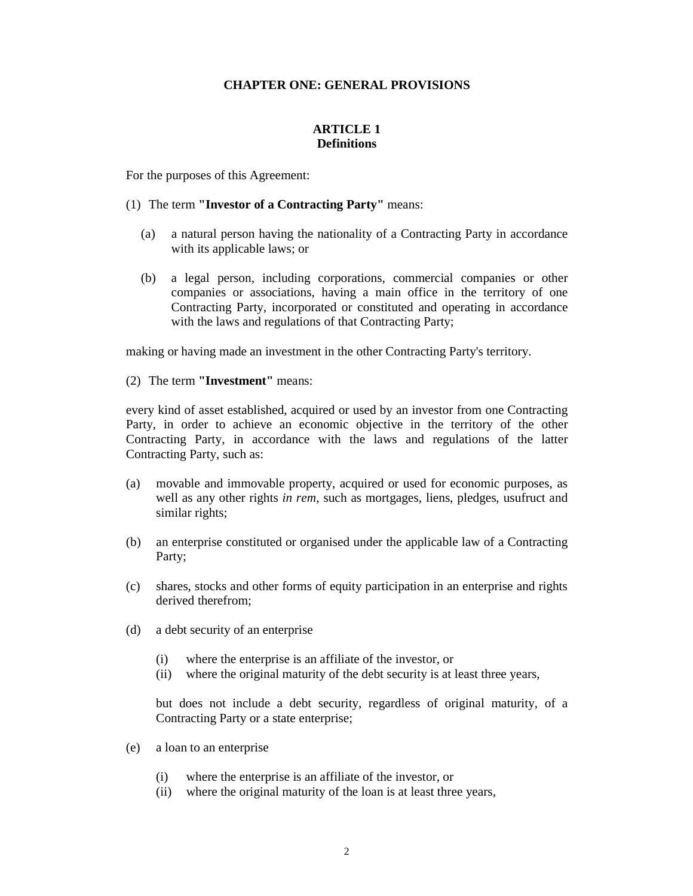# CHAPTER ONE: GENERAL PROVISIONS

## ARTICLE 1
## Definitions

For the purposes of this Agreement:

(1) The term **"Investor of a Contracting Party"** means:

- (a) a natural person having the nationality of a Contracting Party in accordance with its applicable laws; or
- (b) a legal person, including corporations, commercial companies or other companies or associations, having a main office in the territory of one Contracting Party, incorporated or constituted and operating in accordance with the laws and regulations of that Contracting Party;

making or having made an investment in the other Contracting Party's territory.

(2) The term **"Investment"** means:

every kind of asset established, acquired or used by an investor from one Contracting Party, in order to achieve an economic objective in the territory of the other Contracting Party, in accordance with the laws and regulations of the latter Contracting Party, such as:

- (a) movable and immovable property, acquired or used for economic purposes, as well as any other rights *in rem*, such as mortgages, liens, pledges, usufruct and similar rights;
- (b) an enterprise constituted or organised under the applicable law of a Contracting Party;
- (c) shares, stocks and other forms of equity participation in an enterprise and rights derived therefrom;
- (d) a debt security of an enterprise
  - (i) where the enterprise is an affiliate of the investor, or
  - (ii) where the original maturity of the debt security is at least three years,

  but does not include a debt security, regardless of original maturity, of a Contracting Party or a state enterprise;
- (e) a loan to an enterprise
  - (i) where the enterprise is an affiliate of the investor, or
  - (ii) where the original maturity of the loan is at least three years,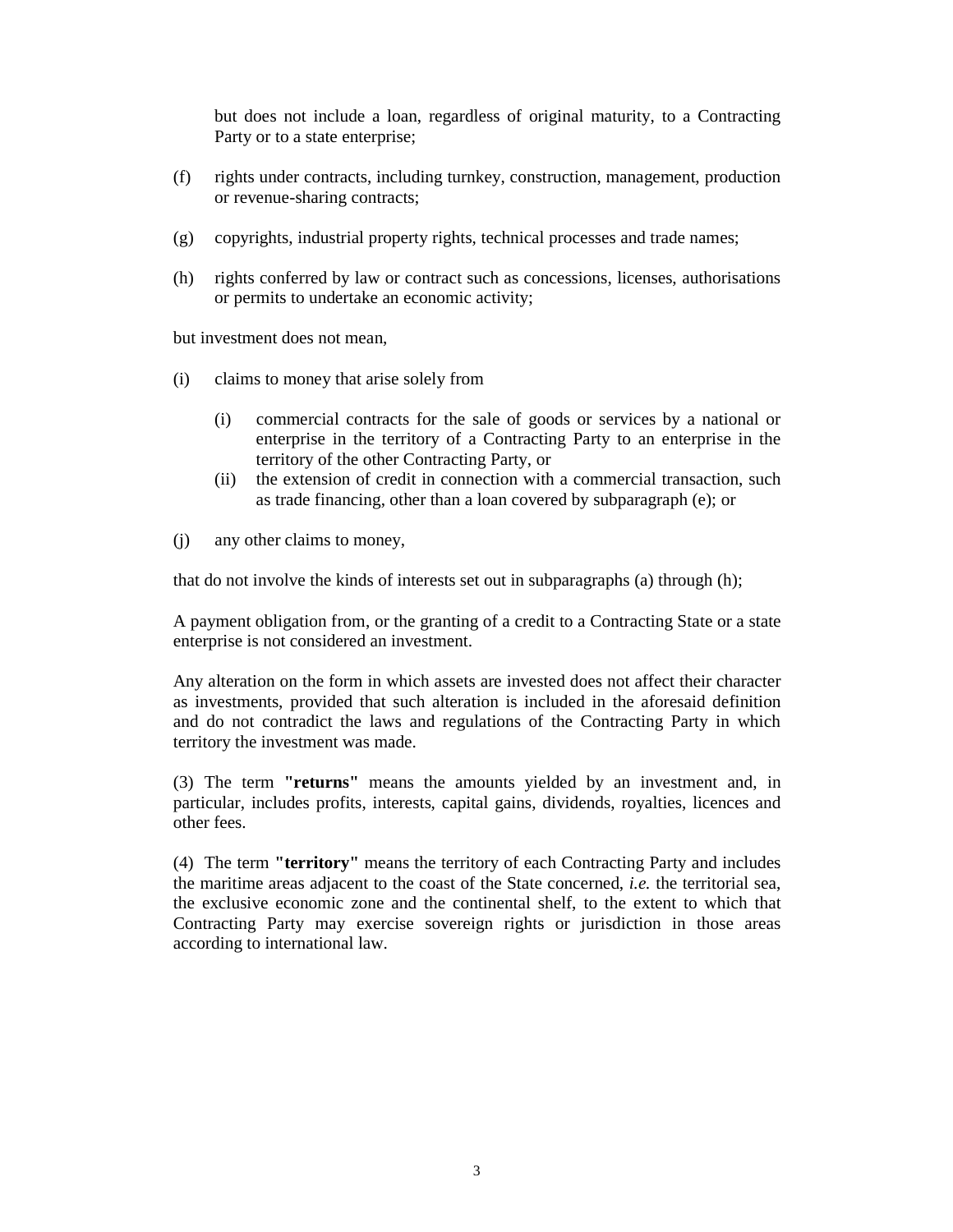but does not include a loan, regardless of original maturity, to a Contracting Party or to a state enterprise;

(f) rights under contracts, including turnkey, construction, management, production or revenue-sharing contracts;

(g) copyrights, industrial property rights, technical processes and trade names;

(h) rights conferred by law or contract such as concessions, licenses, authorisations or permits to undertake an economic activity;

but investment does not mean,

(i) claims to money that arise solely from

 (i) commercial contracts for the sale of goods or services by a national or enterprise in the territory of a Contracting Party to an enterprise in the territory of the other Contracting Party, or
 (ii) the extension of credit in connection with a commercial transaction, such as trade financing, other than a loan covered by subparagraph (e); or

(j) any other claims to money,

that do not involve the kinds of interests set out in subparagraphs (a) through (h);

A payment obligation from, or the granting of a credit to a Contracting State or a state enterprise is not considered an investment.

Any alteration on the form in which assets are invested does not affect their character as investments, provided that such alteration is included in the aforesaid definition and do not contradict the laws and regulations of the Contracting Party in which territory the investment was made.

(3) The term **"returns"** means the amounts yielded by an investment and, in particular, includes profits, interests, capital gains, dividends, royalties, licences and other fees.

(4) The term **"territory"** means the territory of each Contracting Party and includes the maritime areas adjacent to the coast of the State concerned, *i.e.* the territorial sea, the exclusive economic zone and the continental shelf, to the extent to which that Contracting Party may exercise sovereign rights or jurisdiction in those areas according to international law.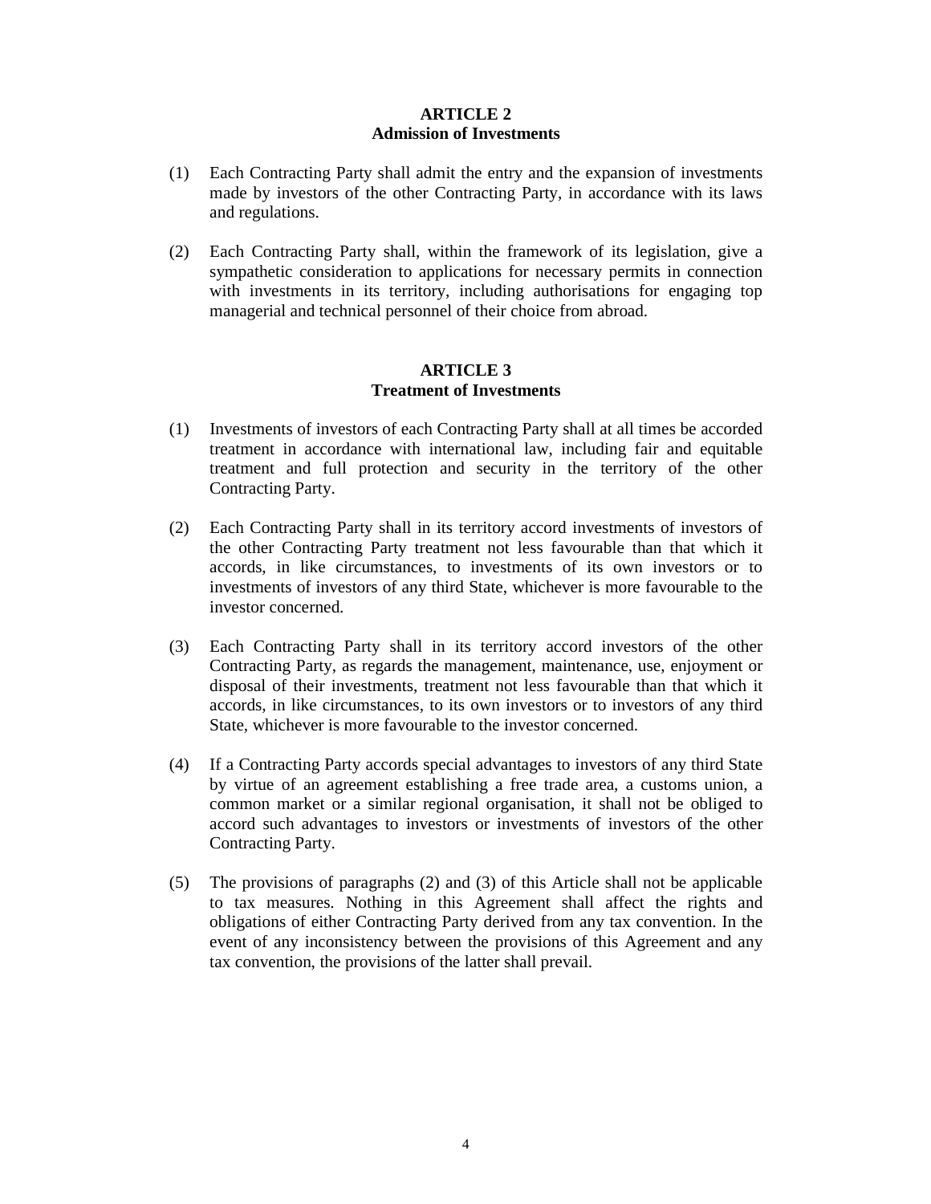## ARTICLE 2
## Admission of Investments

(1) Each Contracting Party shall admit the entry and the expansion of investments made by investors of the other Contracting Party, in accordance with its laws and regulations.

(2) Each Contracting Party shall, within the framework of its legislation, give a sympathetic consideration to applications for necessary permits in connection with investments in its territory, including authorisations for engaging top managerial and technical personnel of their choice from abroad.

## ARTICLE 3
## Treatment of Investments

(1) Investments of investors of each Contracting Party shall at all times be accorded treatment in accordance with international law, including fair and equitable treatment and full protection and security in the territory of the other Contracting Party.

(2) Each Contracting Party shall in its territory accord investments of investors of the other Contracting Party treatment not less favourable than that which it accords, in like circumstances, to investments of its own investors or to investments of investors of any third State, whichever is more favourable to the investor concerned.

(3) Each Contracting Party shall in its territory accord investors of the other Contracting Party, as regards the management, maintenance, use, enjoyment or disposal of their investments, treatment not less favourable than that which it accords, in like circumstances, to its own investors or to investors of any third State, whichever is more favourable to the investor concerned.

(4) If a Contracting Party accords special advantages to investors of any third State by virtue of an agreement establishing a free trade area, a customs union, a common market or a similar regional organisation, it shall not be obliged to accord such advantages to investors or investments of investors of the other Contracting Party.

(5) The provisions of paragraphs (2) and (3) of this Article shall not be applicable to tax measures. Nothing in this Agreement shall affect the rights and obligations of either Contracting Party derived from any tax convention. In the event of any inconsistency between the provisions of this Agreement and any tax convention, the provisions of the latter shall prevail.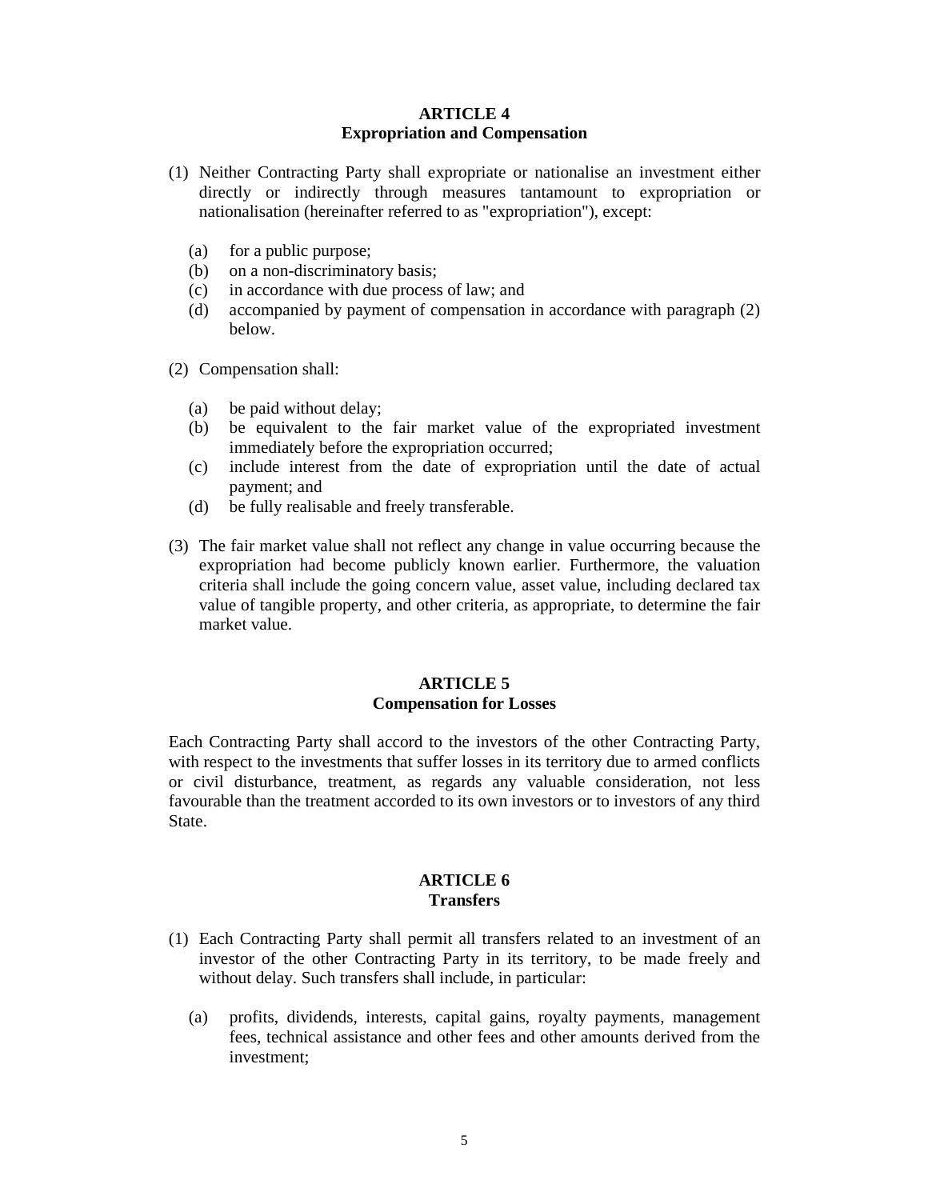## ARTICLE 4
## Expropriation and Compensation

(1) Neither Contracting Party shall expropriate or nationalise an investment either directly or indirectly through measures tantamount to expropriation or nationalisation (hereinafter referred to as "expropriation"), except:

   (a) for a public purpose;
   (b) on a non-discriminatory basis;
   (c) in accordance with due process of law; and
   (d) accompanied by payment of compensation in accordance with paragraph (2) below.

(2) Compensation shall:

   (a) be paid without delay;
   (b) be equivalent to the fair market value of the expropriated investment immediately before the expropriation occurred;
   (c) include interest from the date of expropriation until the date of actual payment; and
   (d) be fully realisable and freely transferable.

(3) The fair market value shall not reflect any change in value occurring because the expropriation had become publicly known earlier. Furthermore, the valuation criteria shall include the going concern value, asset value, including declared tax value of tangible property, and other criteria, as appropriate, to determine the fair market value.

## ARTICLE 5
## Compensation for Losses

Each Contracting Party shall accord to the investors of the other Contracting Party, with respect to the investments that suffer losses in its territory due to armed conflicts or civil disturbance, treatment, as regards any valuable consideration, not less favourable than the treatment accorded to its own investors or to investors of any third State.

## ARTICLE 6
## Transfers

(1) Each Contracting Party shall permit all transfers related to an investment of an investor of the other Contracting Party in its territory, to be made freely and without delay. Such transfers shall include, in particular:

   (a) profits, dividends, interests, capital gains, royalty payments, management fees, technical assistance and other fees and other amounts derived from the investment;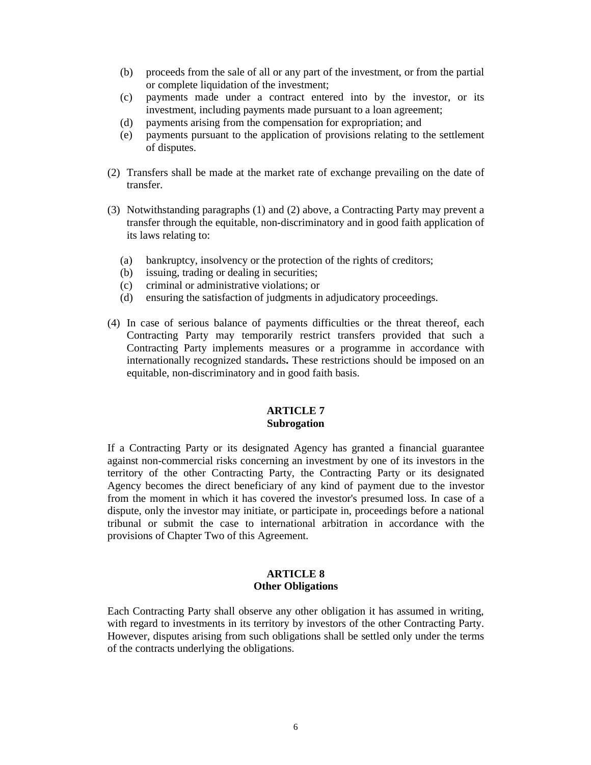(b) proceeds from the sale of all or any part of the investment, or from the partial or complete liquidation of the investment;
(c) payments made under a contract entered into by the investor, or its investment, including payments made pursuant to a loan agreement;
(d) payments arising from the compensation for expropriation; and
(e) payments pursuant to the application of provisions relating to the settlement of disputes.

(2) Transfers shall be made at the market rate of exchange prevailing on the date of transfer.

(3) Notwithstanding paragraphs (1) and (2) above, a Contracting Party may prevent a transfer through the equitable, non-discriminatory and in good faith application of its laws relating to:

(a) bankruptcy, insolvency or the protection of the rights of creditors;
(b) issuing, trading or dealing in securities;
(c) criminal or administrative violations; or
(d) ensuring the satisfaction of judgments in adjudicatory proceedings.

(4) In case of serious balance of payments difficulties or the threat thereof, each Contracting Party may temporarily restrict transfers provided that such a Contracting Party implements measures or a programme in accordance with internationally recognized standards**.** These restrictions should be imposed on an equitable, non-discriminatory and in good faith basis.

**ARTICLE 7**
**Subrogation**

If a Contracting Party or its designated Agency has granted a financial guarantee against non-commercial risks concerning an investment by one of its investors in the territory of the other Contracting Party, the Contracting Party or its designated Agency becomes the direct beneficiary of any kind of payment due to the investor from the moment in which it has covered the investor's presumed loss. In case of a dispute, only the investor may initiate, or participate in, proceedings before a national tribunal or submit the case to international arbitration in accordance with the provisions of Chapter Two of this Agreement.

**ARTICLE 8**
**Other Obligations**

Each Contracting Party shall observe any other obligation it has assumed in writing, with regard to investments in its territory by investors of the other Contracting Party. However, disputes arising from such obligations shall be settled only under the terms of the contracts underlying the obligations.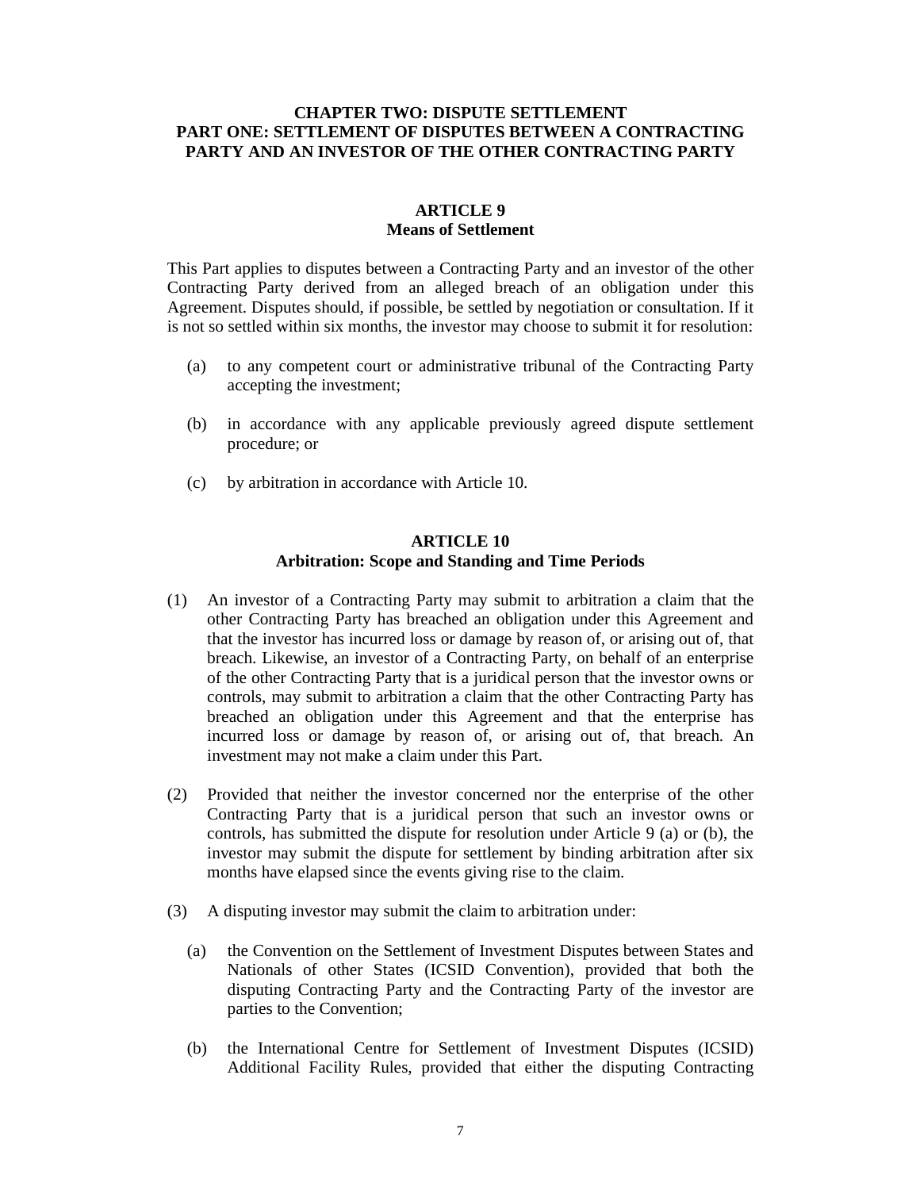## CHAPTER TWO: DISPUTE SETTLEMENT
## PART ONE: SETTLEMENT OF DISPUTES BETWEEN A CONTRACTING PARTY AND AN INVESTOR OF THE OTHER CONTRACTING PARTY

### ARTICLE 9
### Means of Settlement

This Part applies to disputes between a Contracting Party and an investor of the other Contracting Party derived from an alleged breach of an obligation under this Agreement. Disputes should, if possible, be settled by negotiation or consultation. If it is not so settled within six months, the investor may choose to submit it for resolution:

(a) to any competent court or administrative tribunal of the Contracting Party accepting the investment;

(b) in accordance with any applicable previously agreed dispute settlement procedure; or

(c) by arbitration in accordance with Article 10.

### ARTICLE 10
### Arbitration: Scope and Standing and Time Periods

(1) An investor of a Contracting Party may submit to arbitration a claim that the other Contracting Party has breached an obligation under this Agreement and that the investor has incurred loss or damage by reason of, or arising out of, that breach. Likewise, an investor of a Contracting Party, on behalf of an enterprise of the other Contracting Party that is a juridical person that the investor owns or controls, may submit to arbitration a claim that the other Contracting Party has breached an obligation under this Agreement and that the enterprise has incurred loss or damage by reason of, or arising out of, that breach. An investment may not make a claim under this Part.

(2) Provided that neither the investor concerned nor the enterprise of the other Contracting Party that is a juridical person that such an investor owns or controls, has submitted the dispute for resolution under Article 9 (a) or (b), the investor may submit the dispute for settlement by binding arbitration after six months have elapsed since the events giving rise to the claim.

(3) A disputing investor may submit the claim to arbitration under:

(a) the Convention on the Settlement of Investment Disputes between States and Nationals of other States (ICSID Convention), provided that both the disputing Contracting Party and the Contracting Party of the investor are parties to the Convention;

(b) the International Centre for Settlement of Investment Disputes (ICSID) Additional Facility Rules, provided that either the disputing Contracting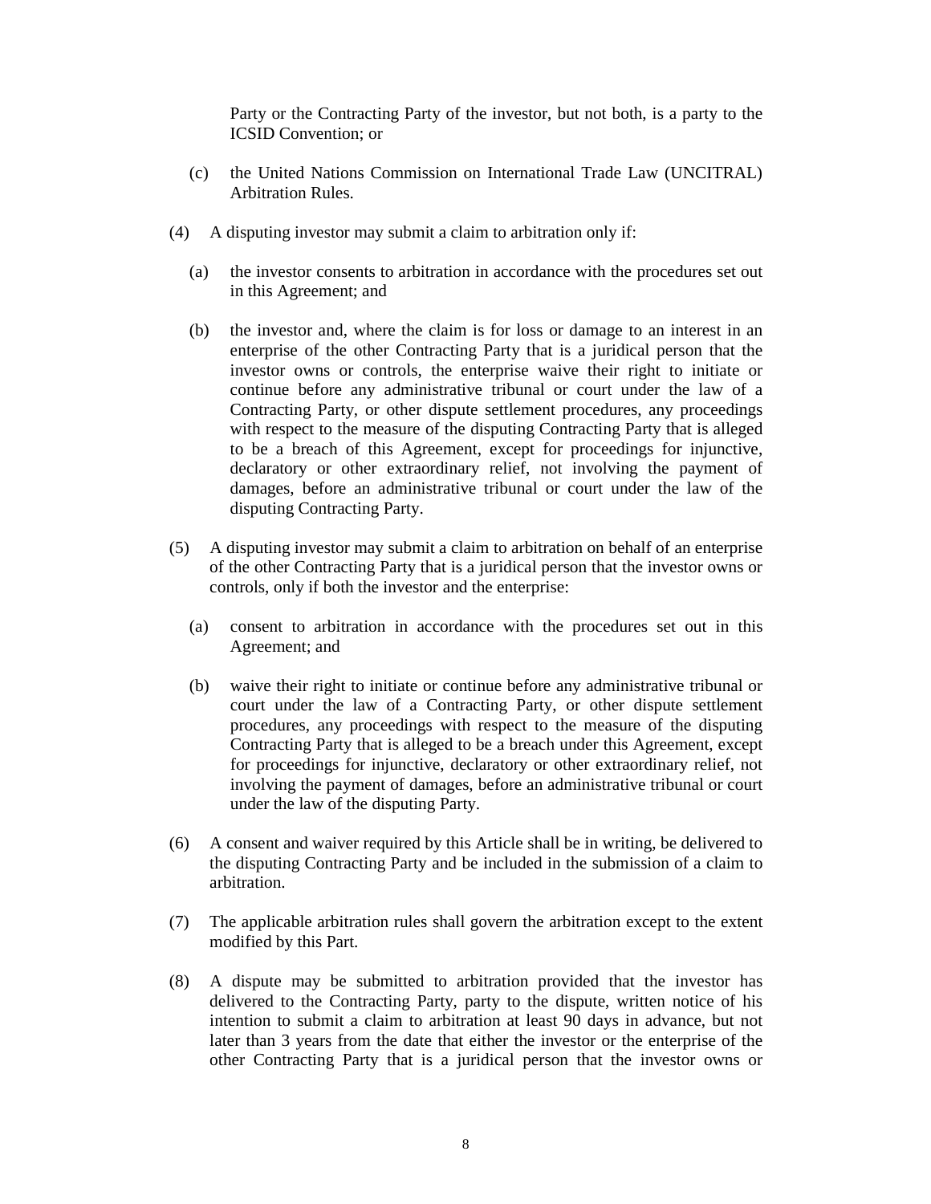Party or the Contracting Party of the investor, but not both, is a party to the ICSID Convention; or

(c) the United Nations Commission on International Trade Law (UNCITRAL) Arbitration Rules.

(4) A disputing investor may submit a claim to arbitration only if:

(a) the investor consents to arbitration in accordance with the procedures set out in this Agreement; and

(b) the investor and, where the claim is for loss or damage to an interest in an enterprise of the other Contracting Party that is a juridical person that the investor owns or controls, the enterprise waive their right to initiate or continue before any administrative tribunal or court under the law of a Contracting Party, or other dispute settlement procedures, any proceedings with respect to the measure of the disputing Contracting Party that is alleged to be a breach of this Agreement, except for proceedings for injunctive, declaratory or other extraordinary relief, not involving the payment of damages, before an administrative tribunal or court under the law of the disputing Contracting Party.

(5) A disputing investor may submit a claim to arbitration on behalf of an enterprise of the other Contracting Party that is a juridical person that the investor owns or controls, only if both the investor and the enterprise:

(a) consent to arbitration in accordance with the procedures set out in this Agreement; and

(b) waive their right to initiate or continue before any administrative tribunal or court under the law of a Contracting Party, or other dispute settlement procedures, any proceedings with respect to the measure of the disputing Contracting Party that is alleged to be a breach under this Agreement, except for proceedings for injunctive, declaratory or other extraordinary relief, not involving the payment of damages, before an administrative tribunal or court under the law of the disputing Party.

(6) A consent and waiver required by this Article shall be in writing, be delivered to the disputing Contracting Party and be included in the submission of a claim to arbitration.

(7) The applicable arbitration rules shall govern the arbitration except to the extent modified by this Part.

(8) A dispute may be submitted to arbitration provided that the investor has delivered to the Contracting Party, party to the dispute, written notice of his intention to submit a claim to arbitration at least 90 days in advance, but not later than 3 years from the date that either the investor or the enterprise of the other Contracting Party that is a juridical person that the investor owns or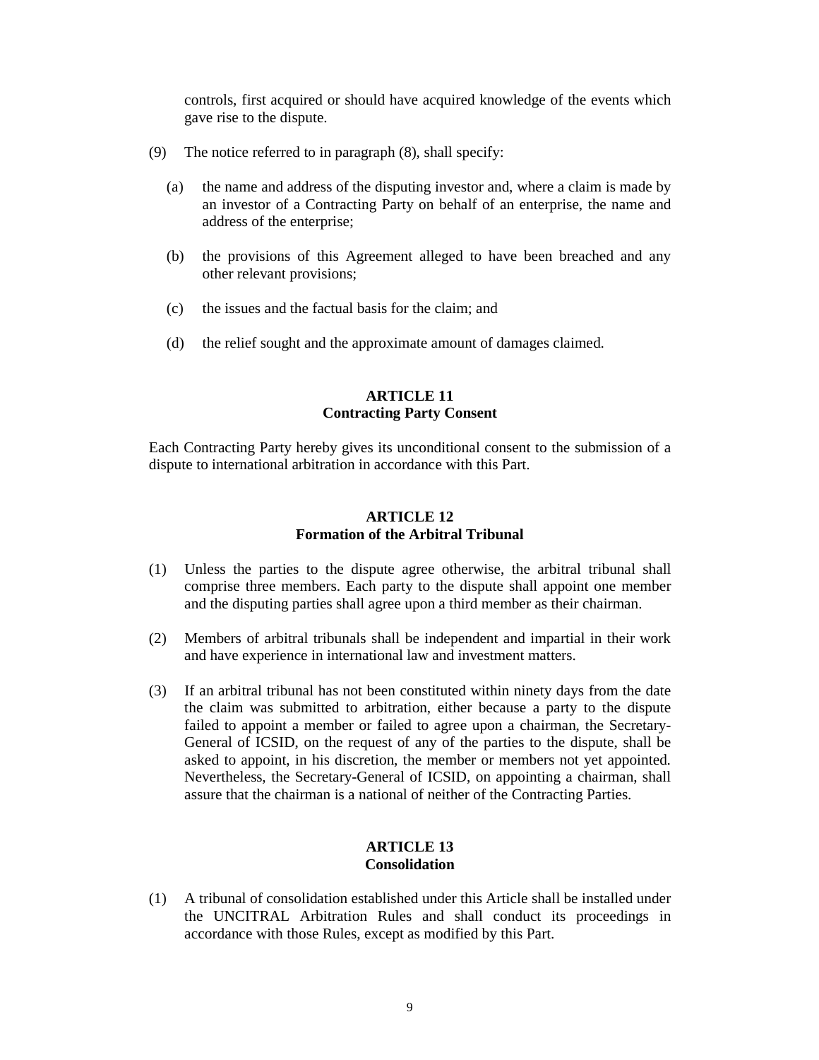controls, first acquired or should have acquired knowledge of the events which gave rise to the dispute.

(9) The notice referred to in paragraph (8), shall specify:

(a) the name and address of the disputing investor and, where a claim is made by an investor of a Contracting Party on behalf of an enterprise, the name and address of the enterprise;

(b) the provisions of this Agreement alleged to have been breached and any other relevant provisions;

(c) the issues and the factual basis for the claim; and

(d) the relief sought and the approximate amount of damages claimed.

## ARTICLE 11
## Contracting Party Consent

Each Contracting Party hereby gives its unconditional consent to the submission of a dispute to international arbitration in accordance with this Part.

## ARTICLE 12
## Formation of the Arbitral Tribunal

(1) Unless the parties to the dispute agree otherwise, the arbitral tribunal shall comprise three members. Each party to the dispute shall appoint one member and the disputing parties shall agree upon a third member as their chairman.

(2) Members of arbitral tribunals shall be independent and impartial in their work and have experience in international law and investment matters.

(3) If an arbitral tribunal has not been constituted within ninety days from the date the claim was submitted to arbitration, either because a party to the dispute failed to appoint a member or failed to agree upon a chairman, the Secretary-General of ICSID, on the request of any of the parties to the dispute, shall be asked to appoint, in his discretion, the member or members not yet appointed. Nevertheless, the Secretary-General of ICSID, on appointing a chairman, shall assure that the chairman is a national of neither of the Contracting Parties.

## ARTICLE 13
## Consolidation

(1) A tribunal of consolidation established under this Article shall be installed under the UNCITRAL Arbitration Rules and shall conduct its proceedings in accordance with those Rules, except as modified by this Part.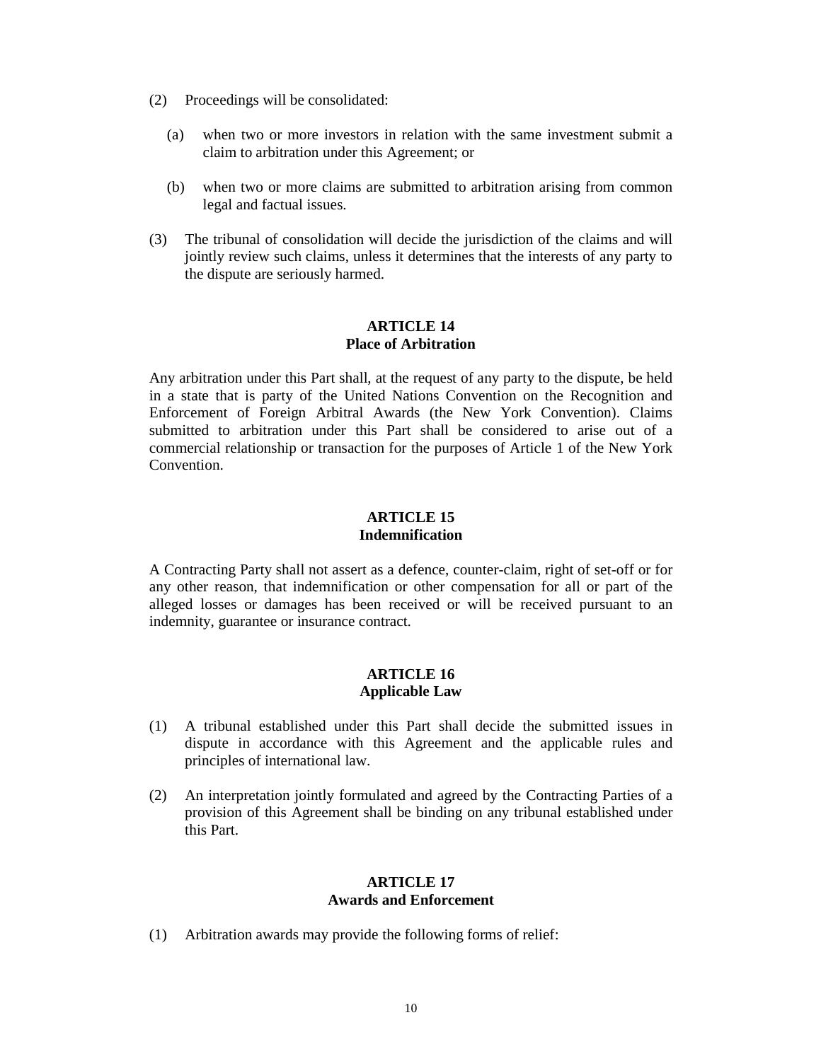(2) Proceedings will be consolidated:

  (a) when two or more investors in relation with the same investment submit a claim to arbitration under this Agreement; or

  (b) when two or more claims are submitted to arbitration arising from common legal and factual issues.

(3) The tribunal of consolidation will decide the jurisdiction of the claims and will jointly review such claims, unless it determines that the interests of any party to the dispute are seriously harmed.

## ARTICLE 14
## Place of Arbitration

Any arbitration under this Part shall, at the request of any party to the dispute, be held in a state that is party of the United Nations Convention on the Recognition and Enforcement of Foreign Arbitral Awards (the New York Convention). Claims submitted to arbitration under this Part shall be considered to arise out of a commercial relationship or transaction for the purposes of Article 1 of the New York Convention.

## ARTICLE 15
## Indemnification

A Contracting Party shall not assert as a defence, counter-claim, right of set-off or for any other reason, that indemnification or other compensation for all or part of the alleged losses or damages has been received or will be received pursuant to an indemnity, guarantee or insurance contract.

## ARTICLE 16
## Applicable Law

(1) A tribunal established under this Part shall decide the submitted issues in dispute in accordance with this Agreement and the applicable rules and principles of international law.

(2) An interpretation jointly formulated and agreed by the Contracting Parties of a provision of this Agreement shall be binding on any tribunal established under this Part.

## ARTICLE 17
## Awards and Enforcement

(1) Arbitration awards may provide the following forms of relief: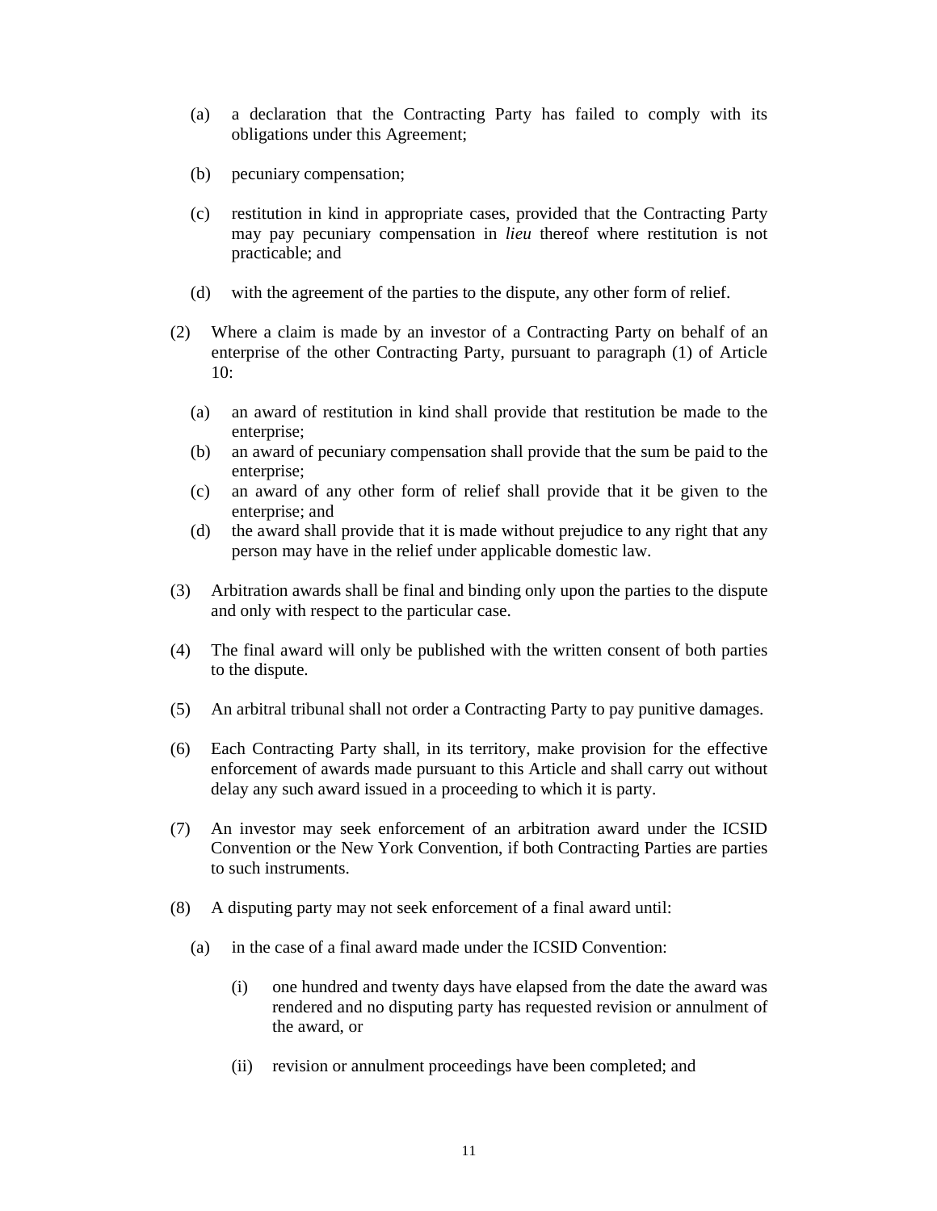(a) a declaration that the Contracting Party has failed to comply with its obligations under this Agreement;

(b) pecuniary compensation;

(c) restitution in kind in appropriate cases, provided that the Contracting Party may pay pecuniary compensation in *lieu* thereof where restitution is not practicable; and

(d) with the agreement of the parties to the dispute, any other form of relief.

(2) Where a claim is made by an investor of a Contracting Party on behalf of an enterprise of the other Contracting Party, pursuant to paragraph (1) of Article 10:

(a) an award of restitution in kind shall provide that restitution be made to the enterprise;
(b) an award of pecuniary compensation shall provide that the sum be paid to the enterprise;
(c) an award of any other form of relief shall provide that it be given to the enterprise; and
(d) the award shall provide that it is made without prejudice to any right that any person may have in the relief under applicable domestic law.

(3) Arbitration awards shall be final and binding only upon the parties to the dispute and only with respect to the particular case.

(4) The final award will only be published with the written consent of both parties to the dispute.

(5) An arbitral tribunal shall not order a Contracting Party to pay punitive damages.

(6) Each Contracting Party shall, in its territory, make provision for the effective enforcement of awards made pursuant to this Article and shall carry out without delay any such award issued in a proceeding to which it is party.

(7) An investor may seek enforcement of an arbitration award under the ICSID Convention or the New York Convention, if both Contracting Parties are parties to such instruments.

(8) A disputing party may not seek enforcement of a final award until:

(a) in the case of a final award made under the ICSID Convention:

(i) one hundred and twenty days have elapsed from the date the award was rendered and no disputing party has requested revision or annulment of the award, or

(ii) revision or annulment proceedings have been completed; and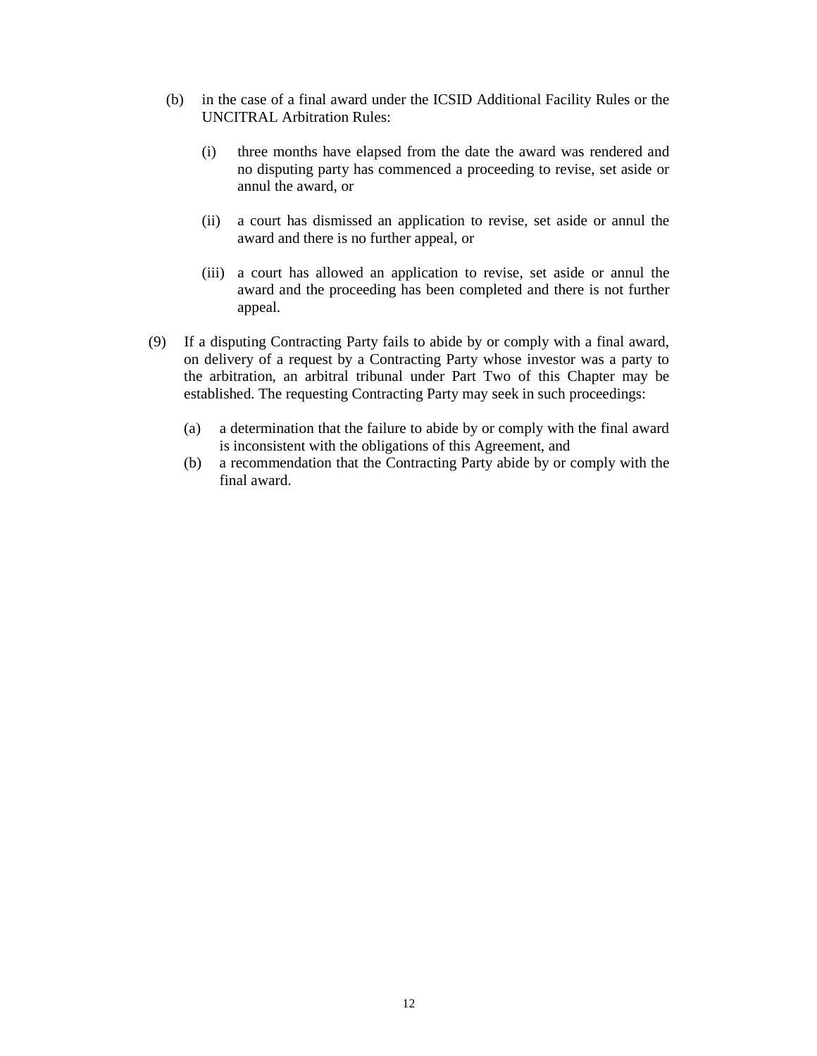(b) in the case of a final award under the ICSID Additional Facility Rules or the UNCITRAL Arbitration Rules:

   (i) three months have elapsed from the date the award was rendered and no disputing party has commenced a proceeding to revise, set aside or annul the award, or

   (ii) a court has dismissed an application to revise, set aside or annul the award and there is no further appeal, or

   (iii) a court has allowed an application to revise, set aside or annul the award and the proceeding has been completed and there is not further appeal.

(9) If a disputing Contracting Party fails to abide by or comply with a final award, on delivery of a request by a Contracting Party whose investor was a party to the arbitration, an arbitral tribunal under Part Two of this Chapter may be established. The requesting Contracting Party may seek in such proceedings:

   (a) a determination that the failure to abide by or comply with the final award is inconsistent with the obligations of this Agreement, and
   (b) a recommendation that the Contracting Party abide by or comply with the final award.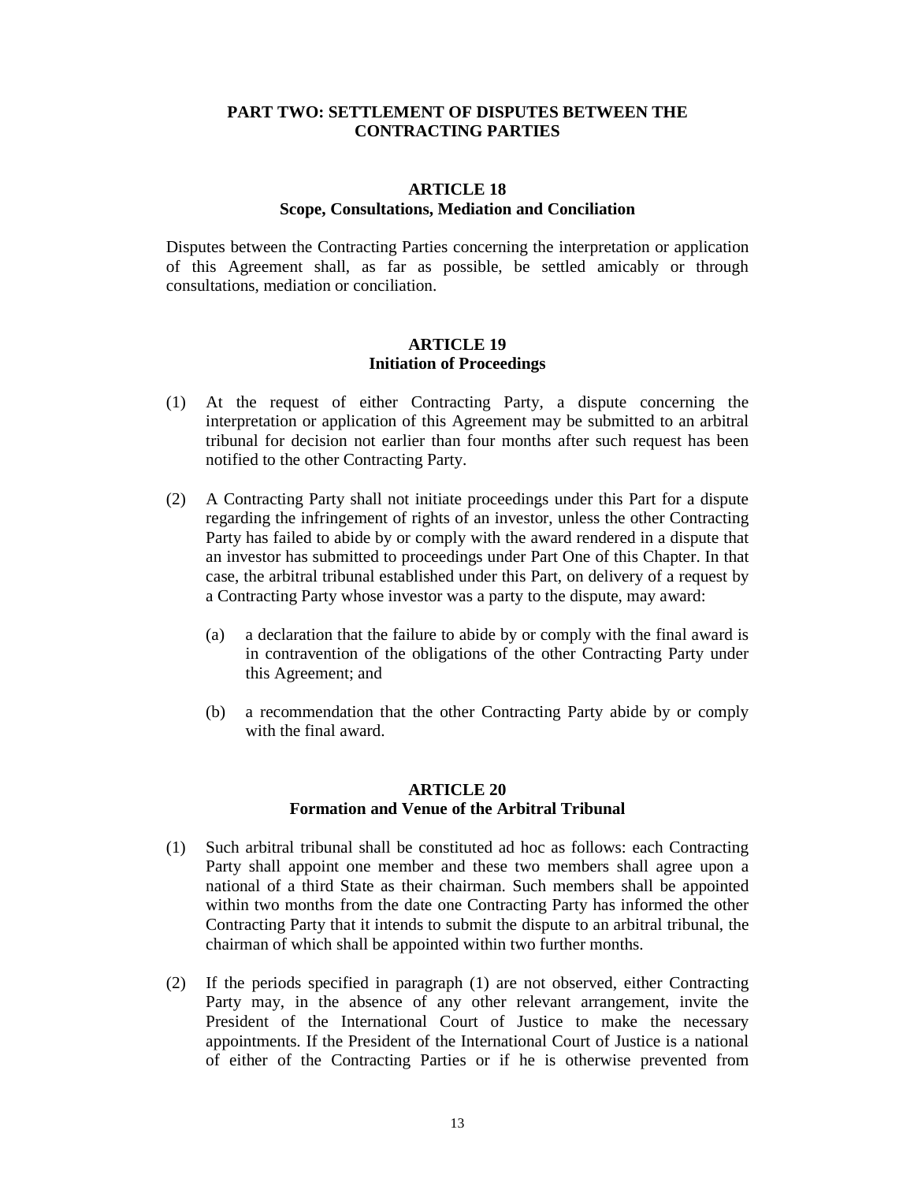## PART TWO: SETTLEMENT OF DISPUTES BETWEEN THE CONTRACTING PARTIES

### ARTICLE 18
### Scope, Consultations, Mediation and Conciliation

Disputes between the Contracting Parties concerning the interpretation or application of this Agreement shall, as far as possible, be settled amicably or through consultations, mediation or conciliation.

### ARTICLE 19
### Initiation of Proceedings

(1) At the request of either Contracting Party, a dispute concerning the interpretation or application of this Agreement may be submitted to an arbitral tribunal for decision not earlier than four months after such request has been notified to the other Contracting Party.

(2) A Contracting Party shall not initiate proceedings under this Part for a dispute regarding the infringement of rights of an investor, unless the other Contracting Party has failed to abide by or comply with the award rendered in a dispute that an investor has submitted to proceedings under Part One of this Chapter. In that case, the arbitral tribunal established under this Part, on delivery of a request by a Contracting Party whose investor was a party to the dispute, may award:

   (a) a declaration that the failure to abide by or comply with the final award is in contravention of the obligations of the other Contracting Party under this Agreement; and

   (b) a recommendation that the other Contracting Party abide by or comply with the final award.

### ARTICLE 20
### Formation and Venue of the Arbitral Tribunal

(1) Such arbitral tribunal shall be constituted ad hoc as follows: each Contracting Party shall appoint one member and these two members shall agree upon a national of a third State as their chairman. Such members shall be appointed within two months from the date one Contracting Party has informed the other Contracting Party that it intends to submit the dispute to an arbitral tribunal, the chairman of which shall be appointed within two further months.

(2) If the periods specified in paragraph (1) are not observed, either Contracting Party may, in the absence of any other relevant arrangement, invite the President of the International Court of Justice to make the necessary appointments. If the President of the International Court of Justice is a national of either of the Contracting Parties or if he is otherwise prevented from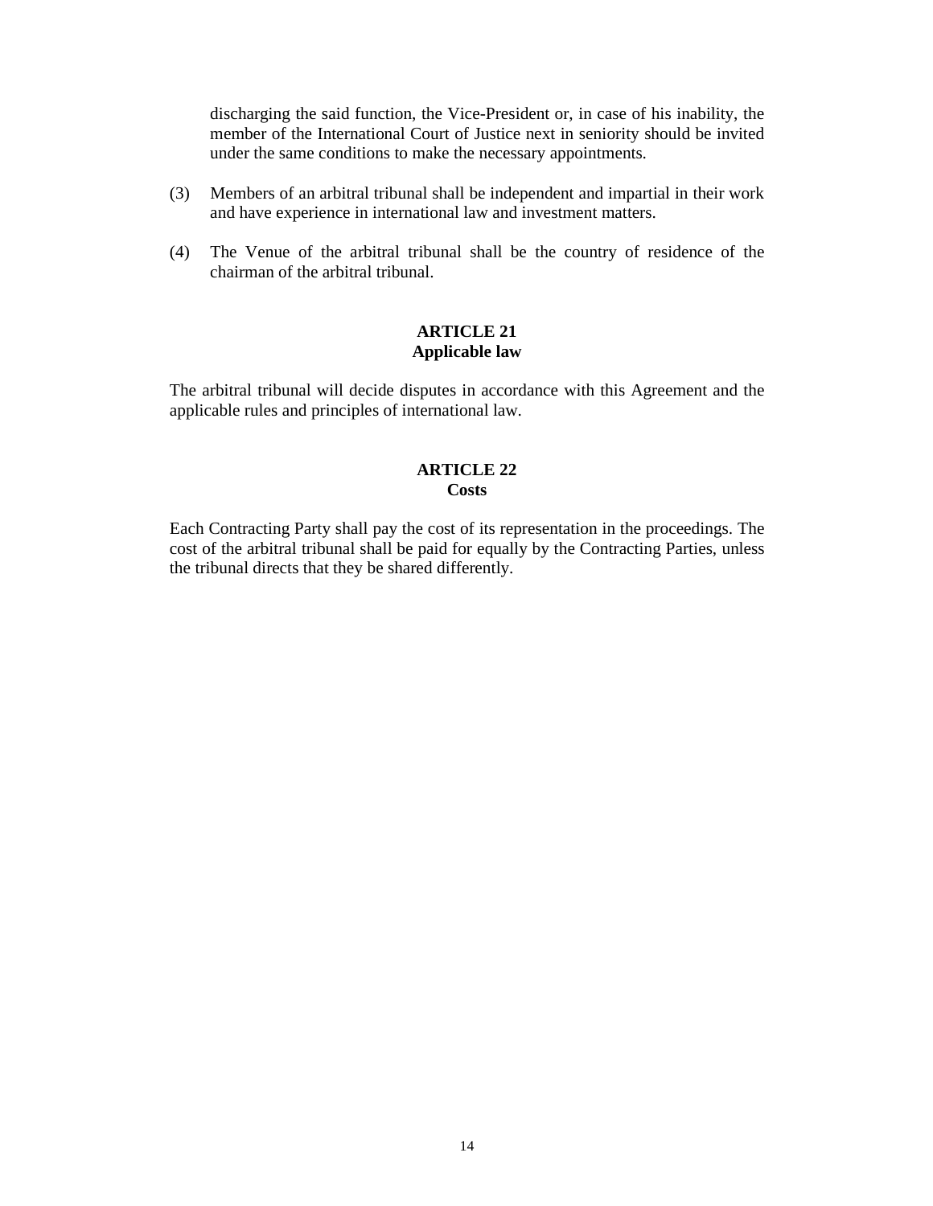discharging the said function, the Vice-President or, in case of his inability, the member of the International Court of Justice next in seniority should be invited under the same conditions to make the necessary appointments.

(3) Members of an arbitral tribunal shall be independent and impartial in their work and have experience in international law and investment matters.

(4) The Venue of the arbitral tribunal shall be the country of residence of the chairman of the arbitral tribunal.

**ARTICLE 21**
**Applicable law**

The arbitral tribunal will decide disputes in accordance with this Agreement and the applicable rules and principles of international law.

**ARTICLE 22**
**Costs**

Each Contracting Party shall pay the cost of its representation in the proceedings. The cost of the arbitral tribunal shall be paid for equally by the Contracting Parties, unless the tribunal directs that they be shared differently.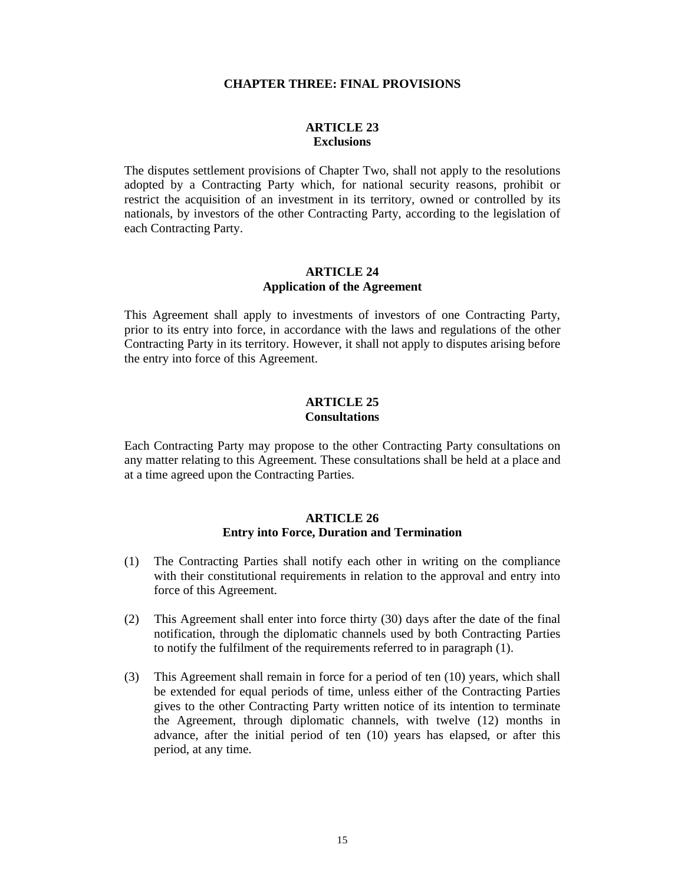## CHAPTER THREE: FINAL PROVISIONS

### ARTICLE 23
### Exclusions

The disputes settlement provisions of Chapter Two, shall not apply to the resolutions adopted by a Contracting Party which, for national security reasons, prohibit or restrict the acquisition of an investment in its territory, owned or controlled by its nationals, by investors of the other Contracting Party, according to the legislation of each Contracting Party.

### ARTICLE 24
### Application of the Agreement

This Agreement shall apply to investments of investors of one Contracting Party, prior to its entry into force, in accordance with the laws and regulations of the other Contracting Party in its territory. However, it shall not apply to disputes arising before the entry into force of this Agreement.

### ARTICLE 25
### Consultations

Each Contracting Party may propose to the other Contracting Party consultations on any matter relating to this Agreement. These consultations shall be held at a place and at a time agreed upon the Contracting Parties.

### ARTICLE 26
### Entry into Force, Duration and Termination

(1) The Contracting Parties shall notify each other in writing on the compliance with their constitutional requirements in relation to the approval and entry into force of this Agreement.

(2) This Agreement shall enter into force thirty (30) days after the date of the final notification, through the diplomatic channels used by both Contracting Parties to notify the fulfilment of the requirements referred to in paragraph (1).

(3) This Agreement shall remain in force for a period of ten (10) years, which shall be extended for equal periods of time, unless either of the Contracting Parties gives to the other Contracting Party written notice of its intention to terminate the Agreement, through diplomatic channels, with twelve (12) months in advance, after the initial period of ten (10) years has elapsed, or after this period, at any time.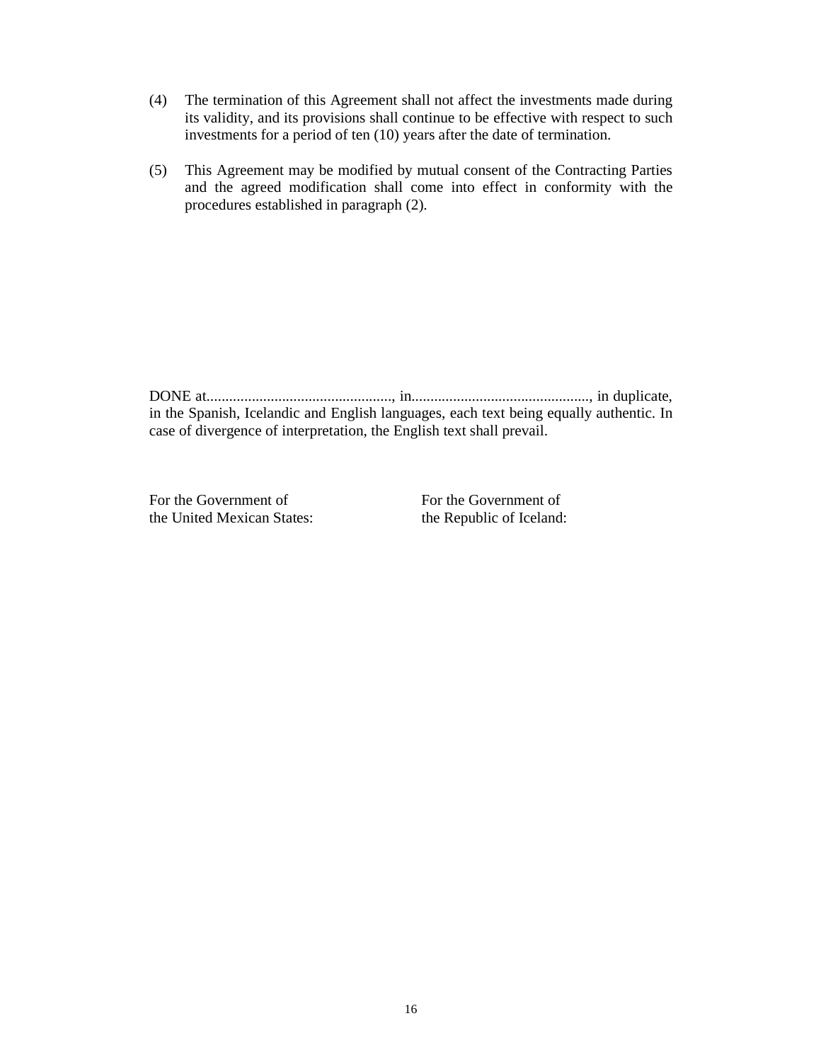(4) The termination of this Agreement shall not affect the investments made during its validity, and its provisions shall continue to be effective with respect to such investments for a period of ten (10) years after the date of termination.

(5) This Agreement may be modified by mutual consent of the Contracting Parties and the agreed modification shall come into effect in conformity with the procedures established in paragraph (2).

DONE at................................................., in..............................................., in duplicate, in the Spanish, Icelandic and English languages, each text being equally authentic. In case of divergence of interpretation, the English text shall prevail.

| For the Government of the United Mexican States: | For the Government of the Republic of Iceland: |
|---|---|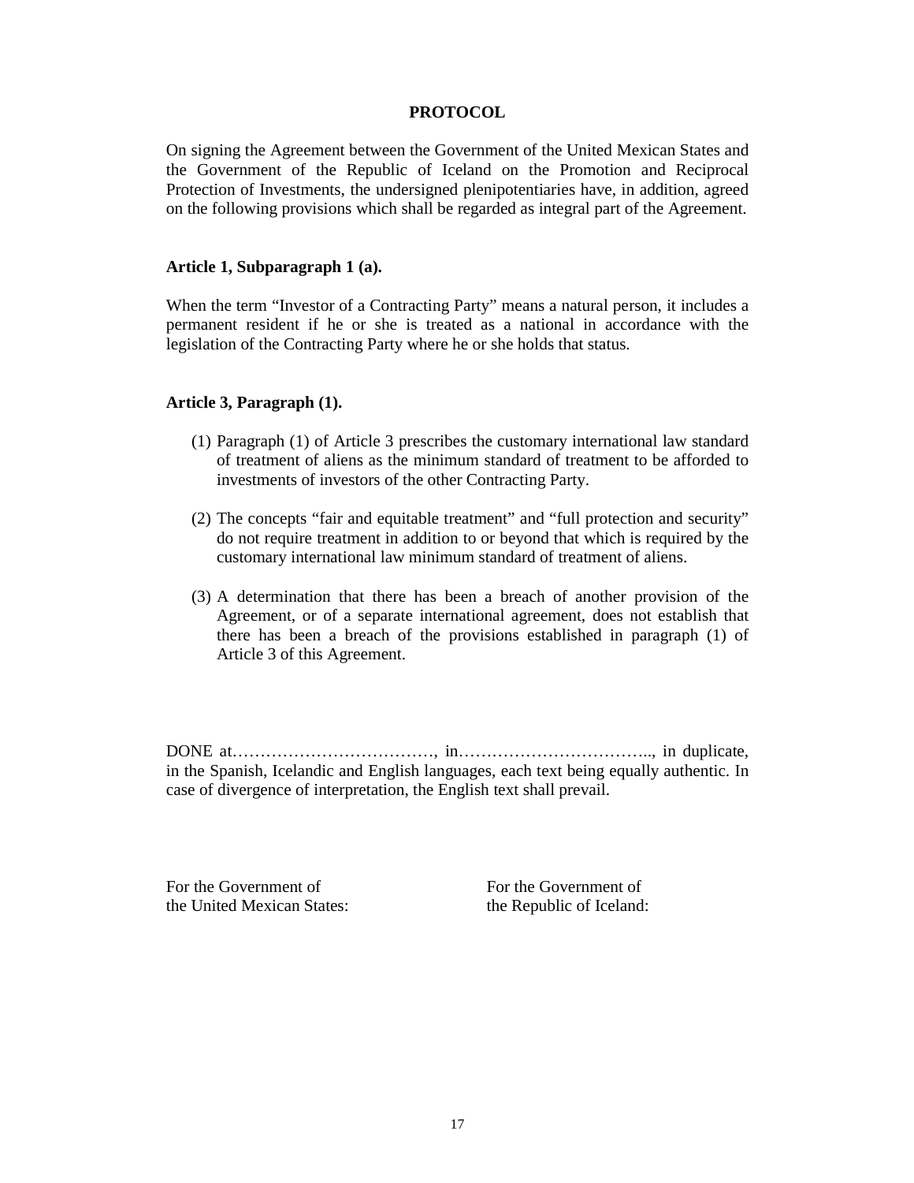# PROTOCOL

On signing the Agreement between the Government of the United Mexican States and the Government of the Republic of Iceland on the Promotion and Reciprocal Protection of Investments, the undersigned plenipotentiaries have, in addition, agreed on the following provisions which shall be regarded as integral part of the Agreement.

**Article 1, Subparagraph 1 (a).**

When the term "Investor of a Contracting Party" means a natural person, it includes a permanent resident if he or she is treated as a national in accordance with the legislation of the Contracting Party where he or she holds that status.

**Article 3, Paragraph (1).**

(1) Paragraph (1) of Article 3 prescribes the customary international law standard of treatment of aliens as the minimum standard of treatment to be afforded to investments of investors of the other Contracting Party.

(2) The concepts "fair and equitable treatment" and "full protection and security" do not require treatment in addition to or beyond that which is required by the customary international law minimum standard of treatment of aliens.

(3) A determination that there has been a breach of another provision of the Agreement, or of a separate international agreement, does not establish that there has been a breach of the provisions established in paragraph (1) of Article 3 of this Agreement.

DONE at………………………………, in…………………………….., in duplicate, in the Spanish, Icelandic and English languages, each text being equally authentic. In case of divergence of interpretation, the English text shall prevail.

For the Government of
the United Mexican States:

For the Government of
the Republic of Iceland: